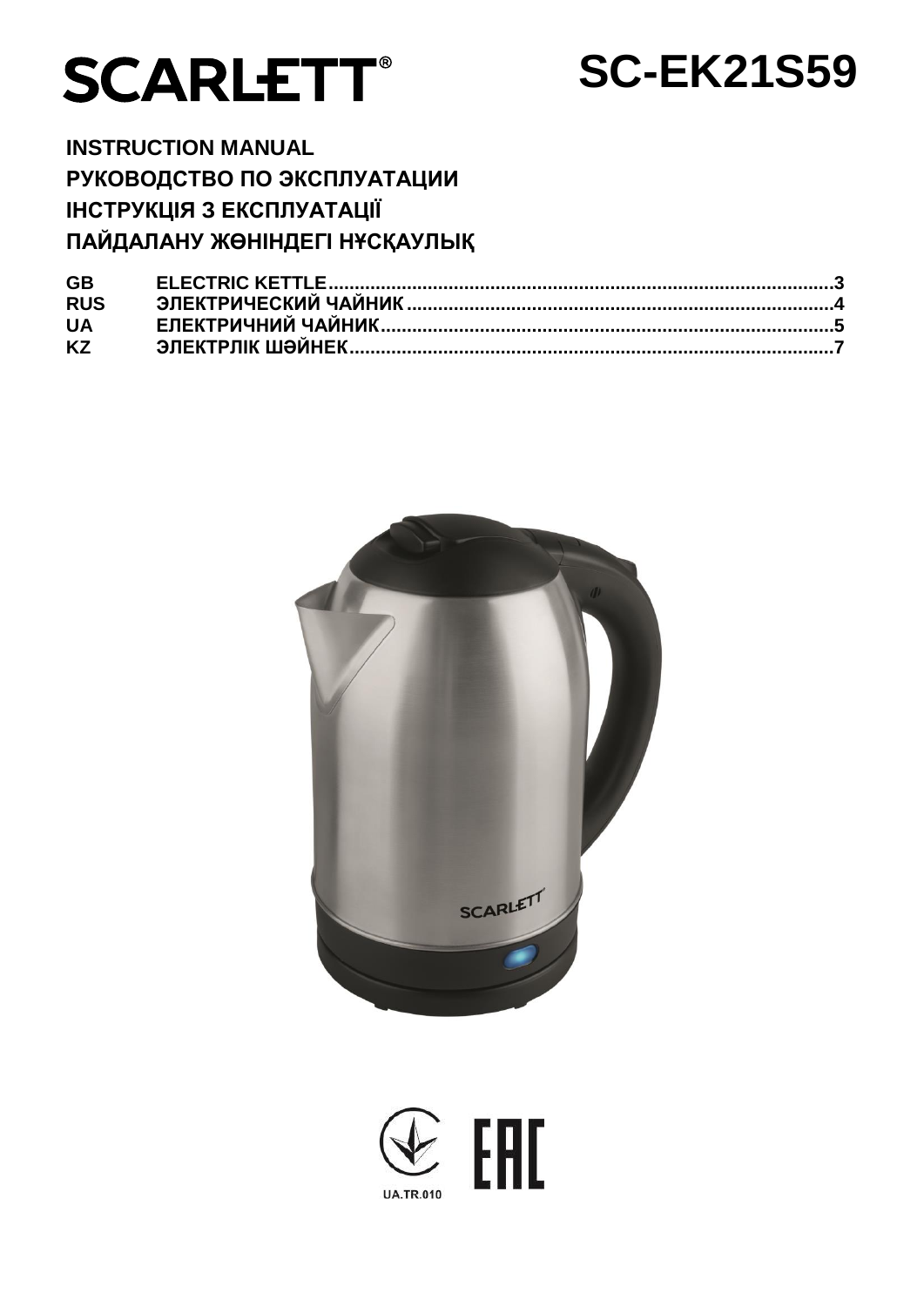# SCARLETT®

# SC-EK21S59

**INSTRUCTION MANUAL**
**РУКОВОДСТВО ПО ЭКСПЛУАТАЦИИ**
**ІНСТРУКЦІЯ З ЕКСПЛУАТАЦІЇ**
**ПАЙДАЛАНУ ЖӨНІНДЕГІ НҰСҚАУЛЫҚ**

| | | |
|---|---|---|
| **GB** | **ELECTRIC KETTLE** | **3** |
| **RUS** | **ЭЛЕКТРИЧЕСКИЙ ЧАЙНИК** | **4** |
| **UA** | **ЕЛЕКТРИЧНИЙ ЧАЙНИК** | **5** |
| **KZ** | **ЭЛЕКТРЛІК ШӘЙНЕК** | **7** |

UA.TR.010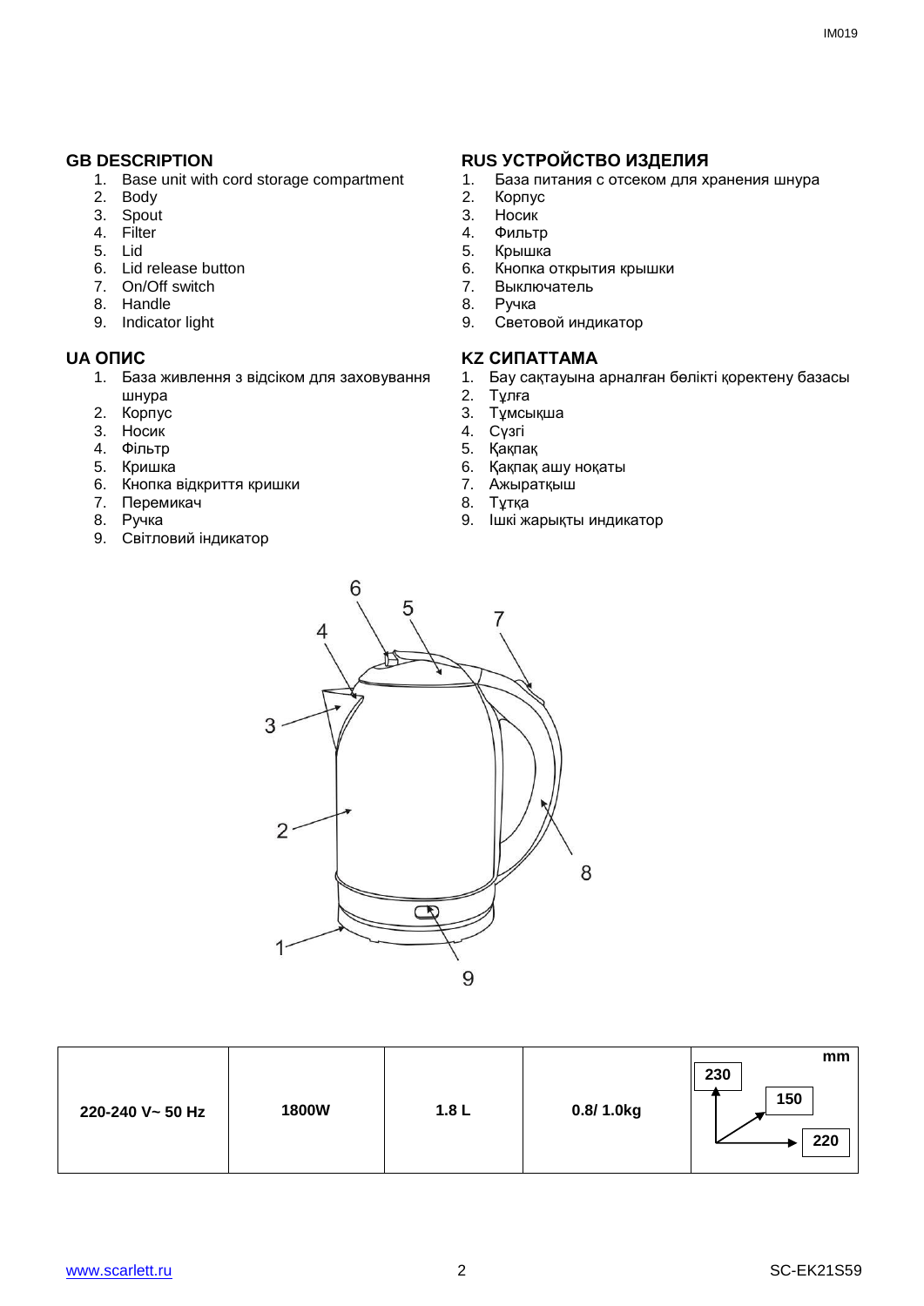## GB DESCRIPTION

1. Base unit with cord storage compartment
2. Body
3. Spout
4. Filter
5. Lid
6. Lid release button
7. On/Off switch
8. Handle
9. Indicator light

## RUS УСТРОЙСТВО ИЗДЕЛИЯ

1. База питания с отсеком для хранения шнура
2. Корпус
3. Носик
4. Фильтр
5. Крышка
6. Кнопка открытия крышки
7. Выключатель
8. Ручка
9. Световой индикатор

## UA ОПИС

1. База живлення з відсіком для заховування шнура
2. Корпус
3. Носик
4. Фільтр
5. Кришка
6. Кнопка відкриття кришки
7. Перемикач
8. Ручка
9. Світловий індикатор

## KZ СИПАТТАМА

1. Бау сақтауына арналған бөлікті қоректену базасы
2. Тұлға
3. Тұмсықша
4. Сүзгі
5. Қақпақ
6. Қақпақ ашу ноқаты
7. Ажыратқыш
8. Тұтқа
9. Ішкі жарықты индикатор

| 220-240 V~ 50 Hz | 1800W | 1.8 L | 0.8/ 1.0kg | mm: 230 / 150 / 220 |
|---|---|---|---|---|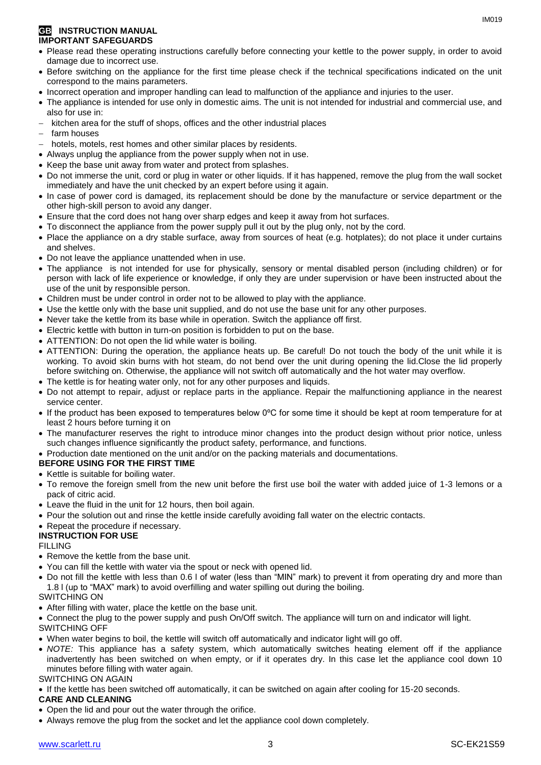## GB INSTRUCTION MANUAL

### IMPORTANT SAFEGUARDS

- Please read these operating instructions carefully before connecting your kettle to the power supply, in order to avoid damage due to incorrect use.
- Before switching on the appliance for the first time please check if the technical specifications indicated on the unit correspond to the mains parameters.
- Incorrect operation and improper handling can lead to malfunction of the appliance and injuries to the user.
- The appliance is intended for use only in domestic aims. The unit is not intended for industrial and commercial use, and also for use in:
  - kitchen area for the stuff of shops, offices and the other industrial places
  - farm houses
  - hotels, motels, rest homes and other similar places by residents.
- Always unplug the appliance from the power supply when not in use.
- Keep the base unit away from water and protect from splashes.
- Do not immerse the unit, cord or plug in water or other liquids. If it has happened, remove the plug from the wall socket immediately and have the unit checked by an expert before using it again.
- In case of power cord is damaged, its replacement should be done by the manufacture or service department or the other high-skill person to avoid any danger.
- Ensure that the cord does not hang over sharp edges and keep it away from hot surfaces.
- To disconnect the appliance from the power supply pull it out by the plug only, not by the cord.
- Place the appliance on a dry stable surface, away from sources of heat (e.g. hotplates); do not place it under curtains and shelves.
- Do not leave the appliance unattended when in use.
- The appliance is not intended for use for physically, sensory or mental disabled person (including children) or for person with lack of life experience or knowledge, if only they are under supervision or have been instructed about the use of the unit by responsible person.
- Children must be under control in order not to be allowed to play with the appliance.
- Use the kettle only with the base unit supplied, and do not use the base unit for any other purposes.
- Never take the kettle from its base while in operation. Switch the appliance off first.
- Electric kettle with button in turn-on position is forbidden to put on the base.
- ATTENTION: Do not open the lid while water is boiling.
- ATTENTION: During the operation, the appliance heats up. Be careful! Do not touch the body of the unit while it is working. To avoid skin burns with hot steam, do not bend over the unit during opening the lid.Close the lid properly before switching on. Otherwise, the appliance will not switch off automatically and the hot water may overflow.
- The kettle is for heating water only, not for any other purposes and liquids.
- Do not attempt to repair, adjust or replace parts in the appliance. Repair the malfunctioning appliance in the nearest service center.
- If the product has been exposed to temperatures below 0ºC for some time it should be kept at room temperature for at least 2 hours before turning it on
- The manufacturer reserves the right to introduce minor changes into the product design without prior notice, unless such changes influence significantly the product safety, performance, and functions.
- Production date mentioned on the unit and/or on the packing materials and documentations.

### BEFORE USING FOR THE FIRST TIME

- Kettle is suitable for boiling water.
- To remove the foreign smell from the new unit before the first use boil the water with added juice of 1-3 lemons or a pack of citric acid.
- Leave the fluid in the unit for 12 hours, then boil again.
- Pour the solution out and rinse the kettle inside carefully avoiding fall water on the electric contacts.
- Repeat the procedure if necessary.

### INSTRUCTION FOR USE

FILLING

- Remove the kettle from the base unit.
- You can fill the kettle with water via the spout or neck with opened lid.
- Do not fill the kettle with less than 0.6 l of water (less than "MIN" mark) to prevent it from operating dry and more than 1.8 l (up to "MAX" mark) to avoid overfilling and water spilling out during the boiling.

SWITCHING ON

- After filling with water, place the kettle on the base unit.
- Connect the plug to the power supply and push On/Off switch. The appliance will turn on and indicator will light.

SWITCHING OFF

- When water begins to boil, the kettle will switch off automatically and indicator light will go off.
- *NOTE:* This appliance has a safety system, which automatically switches heating element off if the appliance inadvertently has been switched on when empty, or if it operates dry. In this case let the appliance cool down 10 minutes before filling with water again.

SWITCHING ON AGAIN

- If the kettle has been switched off automatically, it can be switched on again after cooling for 15-20 seconds.

### CARE AND CLEANING

- Open the lid and pour out the water through the orifice.
- Always remove the plug from the socket and let the appliance cool down completely.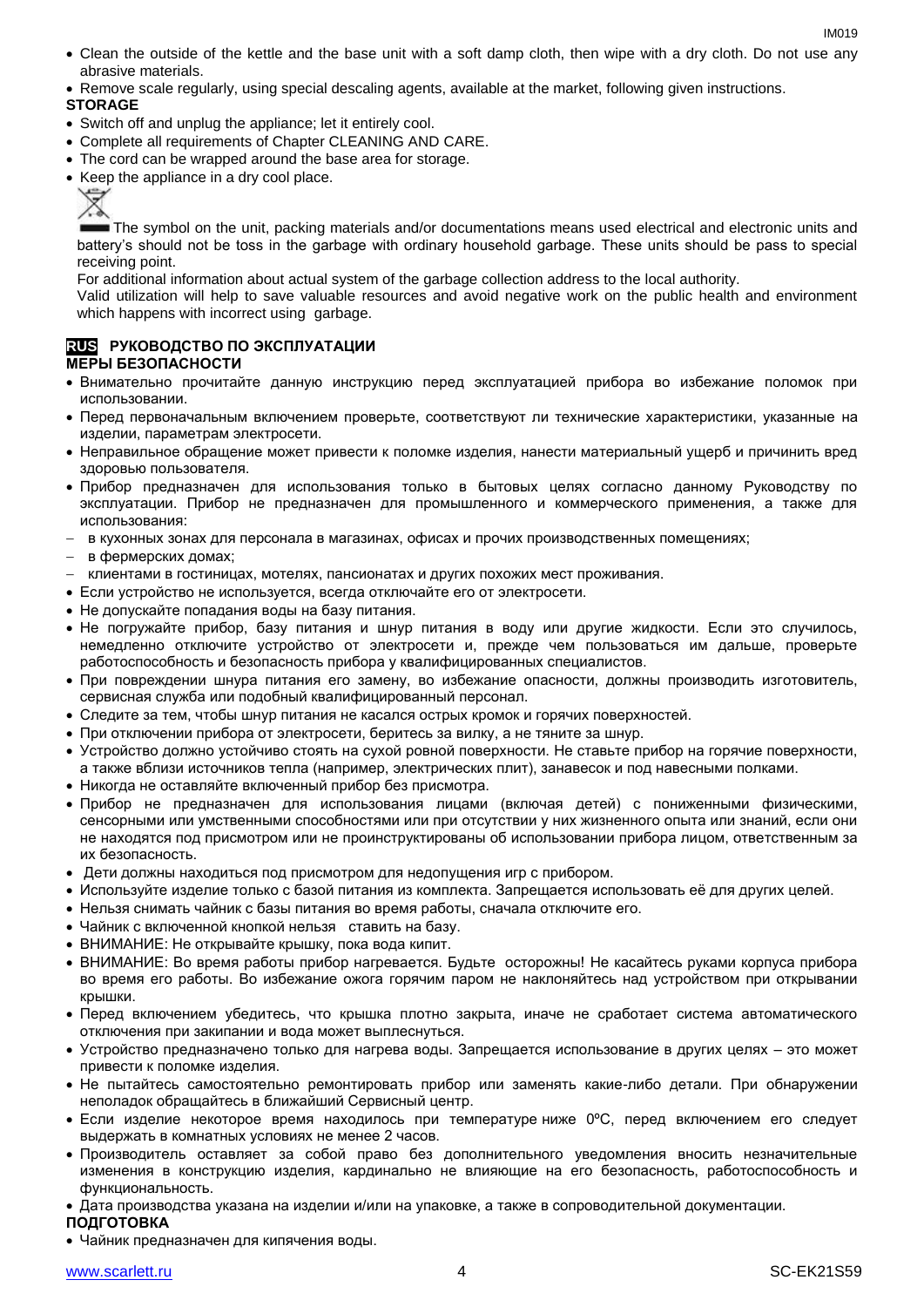- Clean the outside of the kettle and the base unit with a soft damp cloth, then wipe with a dry cloth. Do not use any abrasive materials.
- Remove scale regularly, using special descaling agents, available at the market, following given instructions.

**STORAGE**

- Switch off and unplug the appliance; let it entirely cool.
- Complete all requirements of Chapter CLEANING AND CARE.
- The cord can be wrapped around the base area for storage.
- Keep the appliance in a dry cool place.

The symbol on the unit, packing materials and/or documentations means used electrical and electronic units and battery's should not be toss in the garbage with ordinary household garbage. These units should be pass to special receiving point.

For additional information about actual system of the garbage collection address to the local authority.

Valid utilization will help to save valuable resources and avoid negative work on the public health and environment which happens with incorrect using garbage.

## RUS РУКОВОДСТВО ПО ЭКСПЛУАТАЦИИ

**МЕРЫ БЕЗОПАСНОСТИ**

- Внимательно прочитайте данную инструкцию перед эксплуатацией прибора во избежание поломок при использовании.
- Перед первоначальным включением проверьте, соответствуют ли технические характеристики, указанные на изделии, параметрам электросети.
- Неправильное обращение может привести к поломке изделия, нанести материальный ущерб и причинить вред здоровью пользователя.
- Прибор предназначен для использования только в бытовых целях согласно данному Руководству по эксплуатации. Прибор не предназначен для промышленного и коммерческого применения, а также для использования:
  - в кухонных зонах для персонала в магазинах, офисах и прочих производственных помещениях;
  - в фермерских домах;
  - клиентами в гостиницах, мотелях, пансионатах и других похожих мест проживания.
- Если устройство не используется, всегда отключайте его от электросети.
- Не допускайте попадания воды на базу питания.
- Не погружайте прибор, базу питания и шнур питания в воду или другие жидкости. Если это случилось, немедленно отключите устройство от электросети и, прежде чем пользоваться им дальше, проверьте работоспособность и безопасность прибора у квалифицированных специалистов.
- При повреждении шнура питания его замену, во избежание опасности, должны производить изготовитель, сервисная служба или подобный квалифицированный персонал.
- Следите за тем, чтобы шнур питания не касался острых кромок и горячих поверхностей.
- При отключении прибора от электросети, беритесь за вилку, а не тяните за шнур.
- Устройство должно устойчиво стоять на сухой ровной поверхности. Не ставьте прибор на горячие поверхности, а также вблизи источников тепла (например, электрических плит), занавесок и под навесными полками.
- Никогда не оставляйте включенный прибор без присмотра.
- Прибор не предназначен для использования лицами (включая детей) с пониженными физическими, сенсорными или умственными способностями или при отсутствии у них жизненного опыта или знаний, если они не находятся под присмотром или не проинструктированы об использовании прибора лицом, ответственным за их безопасность.
- Дети должны находиться под присмотром для недопущения игр с прибором.
- Используйте изделие только с базой питания из комплекта. Запрещается использовать её для других целей.
- Нельзя снимать чайник с базы питания во время работы, сначала отключите его.
- Чайник с включенной кнопкой нельзя ставить на базу.
- ВНИМАНИЕ: Не открывайте крышку, пока вода кипит.
- ВНИМАНИЕ: Во время работы прибор нагревается. Будьте осторожны! Не касайтесь руками корпуса прибора во время его работы. Во избежание ожога горячим паром не наклоняйтесь над устройством при открывании крышки.
- Перед включением убедитесь, что крышка плотно закрыта, иначе не сработает система автоматического отключения при закипании и вода может выплеснуться.
- Устройство предназначено только для нагрева воды. Запрещается использование в других целях – это может привести к поломке изделия.
- Не пытайтесь самостоятельно ремонтировать прибор или заменять какие-либо детали. При обнаружении неполадок обращайтесь в ближайший Сервисный центр.
- Если изделие некоторое время находилось при температуре ниже 0ºC, перед включением его следует выдержать в комнатных условиях не менее 2 часов.
- Производитель оставляет за собой право без дополнительного уведомления вносить незначительные изменения в конструкцию изделия, кардинально не влияющие на его безопасность, работоспособность и функциональность.
- Дата производства указана на изделии и/или на упаковке, а также в сопроводительной документации.

**ПОДГОТОВКА**

- Чайник предназначен для кипячения воды.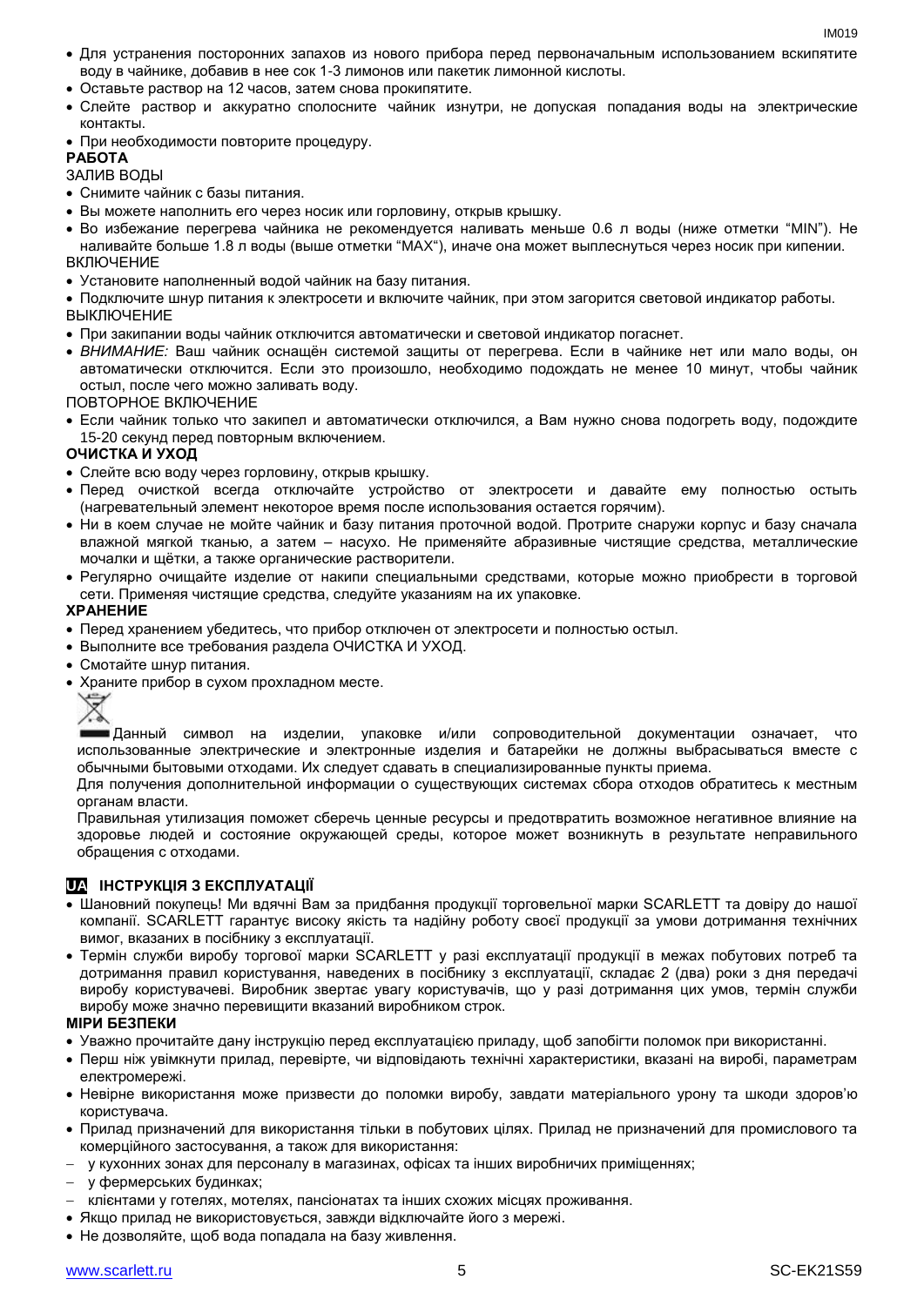- Для устранения посторонних запахов из нового прибора перед первоначальным использованием вскипятите воду в чайнике, добавив в нее сок 1-3 лимонов или пакетик лимонной кислоты.
- Оставьте раствор на 12 часов, затем снова прокипятите.
- Слейте раствор и аккуратно сполосните чайник изнутри, не допуская попадания воды на электрические контакты.
- При необходимости повторите процедуру.

**РАБОТА**

ЗАЛИВ ВОДЫ

- Снимите чайник с базы питания.
- Вы можете наполнить его через носик или горловину, открыв крышку.
- Во избежание перегрева чайника не рекомендуется наливать меньше 0.6 л воды (ниже отметки “MIN”). Не наливайте больше 1.8 л воды (выше отметки “MAX“), иначе она может выплеснуться через носик при кипении.

ВКЛЮЧЕНИЕ

- Установите наполненный водой чайник на базу питания.
- Подключите шнур питания к электросети и включите чайник, при этом загорится световой индикатор работы.

ВЫКЛЮЧЕНИЕ

- При закипании воды чайник отключится автоматически и световой индикатор погаснет.
- *ВНИМАНИЕ:* Ваш чайник оснащён системой защиты от перегрева. Если в чайнике нет или мало воды, он автоматически отключится. Если это произошло, необходимо подождать не менее 10 минут, чтобы чайник остыл, после чего можно заливать воду.

ПОВТОРНОЕ ВКЛЮЧЕНИЕ

- Если чайник только что закипел и автоматически отключился, а Вам нужно снова подогреть воду, подождите 15-20 секунд перед повторным включением.

**ОЧИСТКА И УХОД**

- Слейте всю воду через горловину, открыв крышку.
- Перед очисткой всегда отключайте устройство от электросети и давайте ему полностью остыть (нагревательный элемент некоторое время после использования остается горячим).
- Ни в коем случае не мойте чайник и базу питания проточной водой. Протрите снаружи корпус и базу сначала влажной мягкой тканью, а затем – насухо. Не применяйте абразивные чистящие средства, металлические мочалки и щётки, а также органические растворители.
- Регулярно очищайте изделие от накипи специальными средствами, которые можно приобрести в торговой сети. Применяя чистящие средства, следуйте указаниям на их упаковке.

**ХРАНЕНИЕ**

- Перед хранением убедитесь, что прибор отключен от электросети и полностью остыл.
- Выполните все требования раздела ОЧИСТКА И УХОД.
- Смотайте шнур питания.
- Храните прибор в сухом прохладном месте.

Данный символ на изделии, упаковке и/или сопроводительной документации означает, что использованные электрические и электронные изделия и батарейки не должны выбрасываться вместе с обычными бытовыми отходами. Их следует сдавать в специализированные пункты приема.

Для получения дополнительной информации о существующих системах сбора отходов обратитесь к местным органам власти.

Правильная утилизация поможет сберечь ценные ресурсы и предотвратить возможное негативное влияние на здоровье людей и состояние окружающей среды, которое может возникнуть в результате неправильного обращения с отходами.

## UA ІНСТРУКЦІЯ З ЕКСПЛУАТАЦІЇ

- Шановний покупець! Ми вдячні Вам за придбання продукції торговельної марки SCARLETT та довіру до нашої компанії. SCARLETT гарантує високу якість та надійну роботу своєї продукції за умови дотримання технічних вимог, вказаних в посібнику з експлуатації.
- Термін служби виробу торгової марки SCARLETT у разі експлуатації продукції в межах побутових потреб та дотримання правил користування, наведених в посібнику з експлуатації, складає 2 (два) роки з дня передачі виробу користувачеві. Виробник звертає увагу користувачів, що у разі дотримання цих умов, термін служби виробу може значно перевищити вказаний виробником строк.

**МІРИ БЕЗПЕКИ**

- Уважно прочитайте дану інструкцію перед експлуатацією приладу, щоб запобігти поломок при використанні.
- Перш ніж увімкнути прилад, перевірте, чи відповідають технічні характеристики, вказані на виробі, параметрам електромережі.
- Невірне використання може призвести до поломки виробу, завдати матеріального урону та шкоди здоров'ю користувача.
- Прилад призначений для використання тільки в побутових цілях. Прилад не призначений для промислового та комерційного застосування, а також для використання:
  - у кухонних зонах для персоналу в магазинах, офісах та інших виробничих приміщеннях;
  - у фермерських будинках;
  - клієнтами у готелях, мотелях, пансіонатах та інших схожих місцях проживання.
- Якщо прилад не використовується, завжди відключайте його з мережі.
- Не дозволяйте, щоб вода попадала на базу живлення.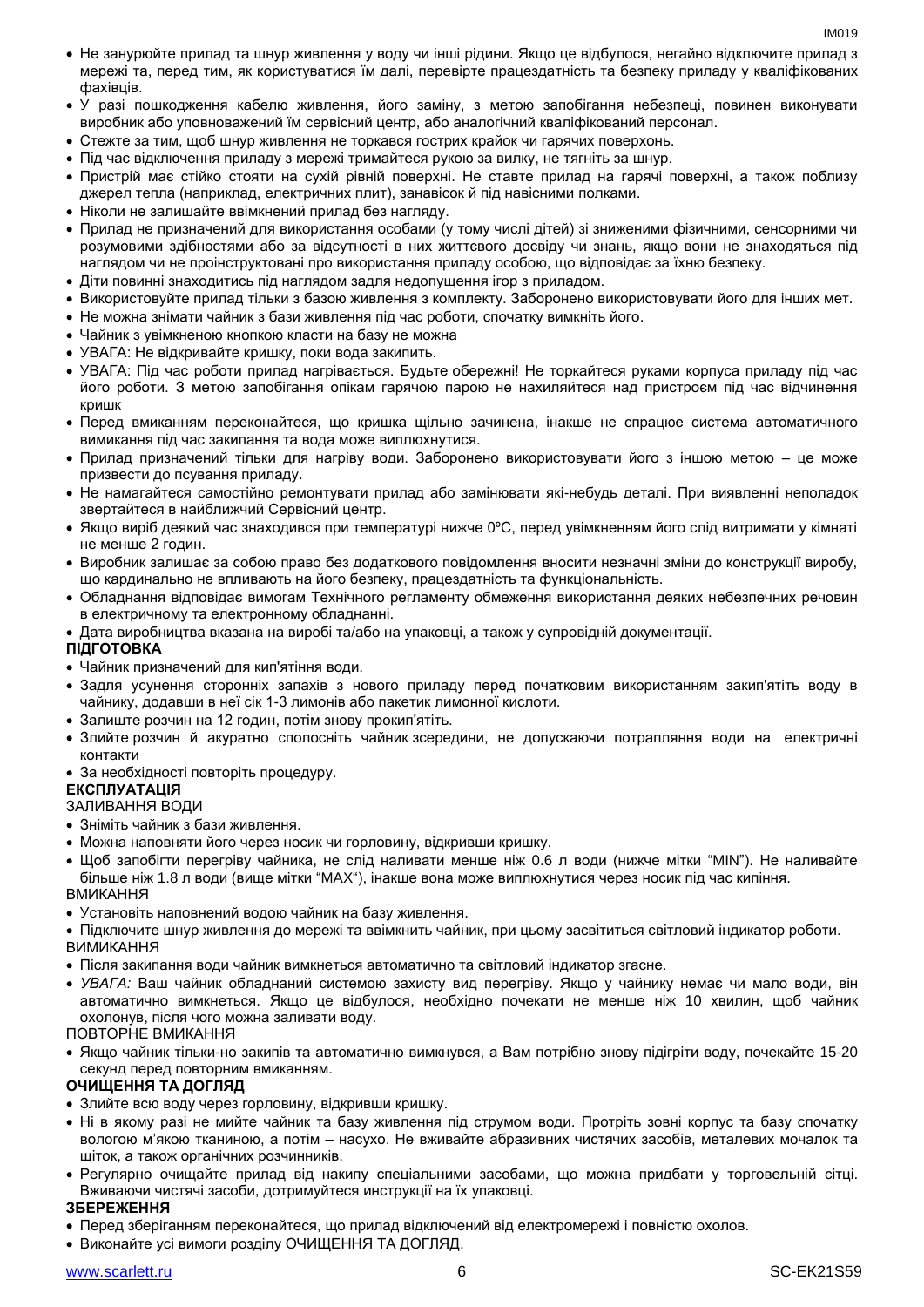- Не занурюйте прилад та шнур живлення у воду чи інші рідини. Якщо це відбулося, негайно відключите прилад з мережі та, перед тим, як користуватися їм далі, перевірте працездатність та безпеку приладу у кваліфікованих фахівців.
- У разі пошкодження кабелю живлення, його заміну, з метою запобігання небезпеці, повинен виконувати виробник або уповноважений їм сервісний центр, або аналогічний кваліфікований персонал.
- Стежте за тим, щоб шнур живлення не торкався гострих крайок чи гарячих поверхонь.
- Під час відключення приладу з мережі тримайтеся рукою за вилку, не тягніть за шнур.
- Пристрій має стійко стояти на сухій рівній поверхні. Не ставте прилад на гарячі поверхні, а також поблизу джерел тепла (наприклад, електричних плит), занавісок й під навісними полками.
- Ніколи не залишайте ввімкнений прилад без нагляду.
- Прилад не призначений для використання особами (у тому числі дітей) зі зниженими фізичними, сенсорними чи розумовими здібностями або за відсутності в них життєвого досвіду чи знань, якщо вони не знаходяться під наглядом чи не проінструктовані про використання приладу особою, що відповідає за їхню безпеку.
- Діти повинні знаходитись під наглядом задля недопущення ігор з приладом.
- Використовуйте прилад тільки з базою живлення з комплекту. Заборонено використовувати його для інших мет.
- Не можна знімати чайник з бази живлення під час роботи, спочатку вимкніть його.
- Чайник з увімкненою кнопкою класти на базу не можна
- УВАГА: Не відкривайте кришку, поки вода закипить.
- УВАГА: Під час роботи прилад нагрівається. Будьте обережні! Не торкайтеся руками корпуса приладу під час його роботи. З метою запобігання опікам гарячою парою не нахиляйтеся над пристроєм під час відчинення кришок
- Перед вмиканням переконайтеся, що кришка щільно зачинена, інакше не спрацює система автоматичного вимикання під час закипання та вода може виплюхнутися.
- Прилад призначений тільки для нагріву води. Заборонено використовувати його з іншою метою – це може призвести до псування приладу.
- Не намагайтеся самостійно ремонтувати прилад або замінювати які-небудь деталі. При виявленні неполадок звертайтеся в найближчий Сервісний центр.
- Якщо виріб деякий час знаходився при температурі нижче 0ºC, перед увімкненням його слід витримати у кімнаті не менше 2 годин.
- Виробник залишає за собою право без додаткового повідомлення вносити незначні зміни до конструкції виробу, що кардинально не впливають на його безпеку, працездатність та функціональність.
- Обладнання відповідає вимогам Технічного регламенту обмеження використання деяких небезпечних речовин в електричному та електронному обладнанні.
- Дата виробництва вказана на виробі та/або на упаковці, а також у супровідній документації.

**ПІДГОТОВКА**

- Чайник призначений для кип'ятіння води.
- Задля усунення сторонніх запахів з нового приладу перед початковим використанням закип'ятіть воду в чайнику, додавши в неї сік 1-3 лимонів або пакетик лимонної кислоти.
- Залиште розчин на 12 годин, потім знову прокип'ятіть.
- Злийте розчин й акуратно сполосніть чайник зсередини, не допускаючи потрапляння води на електричні контакти
- За необхідності повторіть процедуру.

**ЕКСПЛУАТАЦІЯ**

ЗАЛИВАННЯ ВОДИ

- Зніміть чайник з бази живлення.
- Можна наповняти його через носик чи горловину, відкривши кришку.
- Щоб запобігти перегріву чайника, не слід наливати менше ніж 0.6 л води (нижче мітки "MIN"). Не наливайте більше ніж 1.8 л води (вище мітки "MAX"), інакше вона може виплюхнутися через носик під час кипіння.

ВМИКАННЯ

- Установіть наповнений водою чайник на базу живлення.
- Підключите шнур живлення до мережі та ввімкнить чайник, при цьому засвітиться світловий індикатор роботи.

ВИМИКАННЯ

- Після закипання води чайник вимкнеться автоматично та світловий індикатор згасне.
- *УВАГА:* Ваш чайник обладнаний системою захисту вид перегріву. Якщо у чайнику немає чи мало води, він автоматично вимкнеться. Якщо це відбулося, необхідно почекати не менше ніж 10 хвилин, щоб чайник охолонув, після чого можна заливати воду.

ПОВТОРНЕ ВМИКАННЯ

- Якщо чайник тільки-но закипів та автоматично вимкнувся, а Вам потрібно знову підігріти воду, почекайте 15-20 секунд перед повторним вмиканням.

**ОЧИЩЕННЯ ТА ДОГЛЯД**

- Злийте всю воду через горловину, відкривши кришку.
- Ні в якому разі не мийте чайник та базу живлення під струмом води. Протріть зовні корпус та базу спочатку вологою м'якою тканиною, а потім – насухо. Не вживайте абразивних чистячих засобів, металевих мочалок та щіток, а також органічних розчинників.
- Регулярно очищайте прилад від накипу спеціальними засобами, що можна придбати у торговельній сітці. Вживаючи чистячі засоби, дотримуйтеся инструкції на їх упаковці.

**ЗБЕРЕЖЕННЯ**

- Перед зберіганням переконайтеся, що прилад відключений від електромережі і повністю охолов.
- Виконайте усі вимоги розділу ОЧИЩЕННЯ ТА ДОГЛЯД.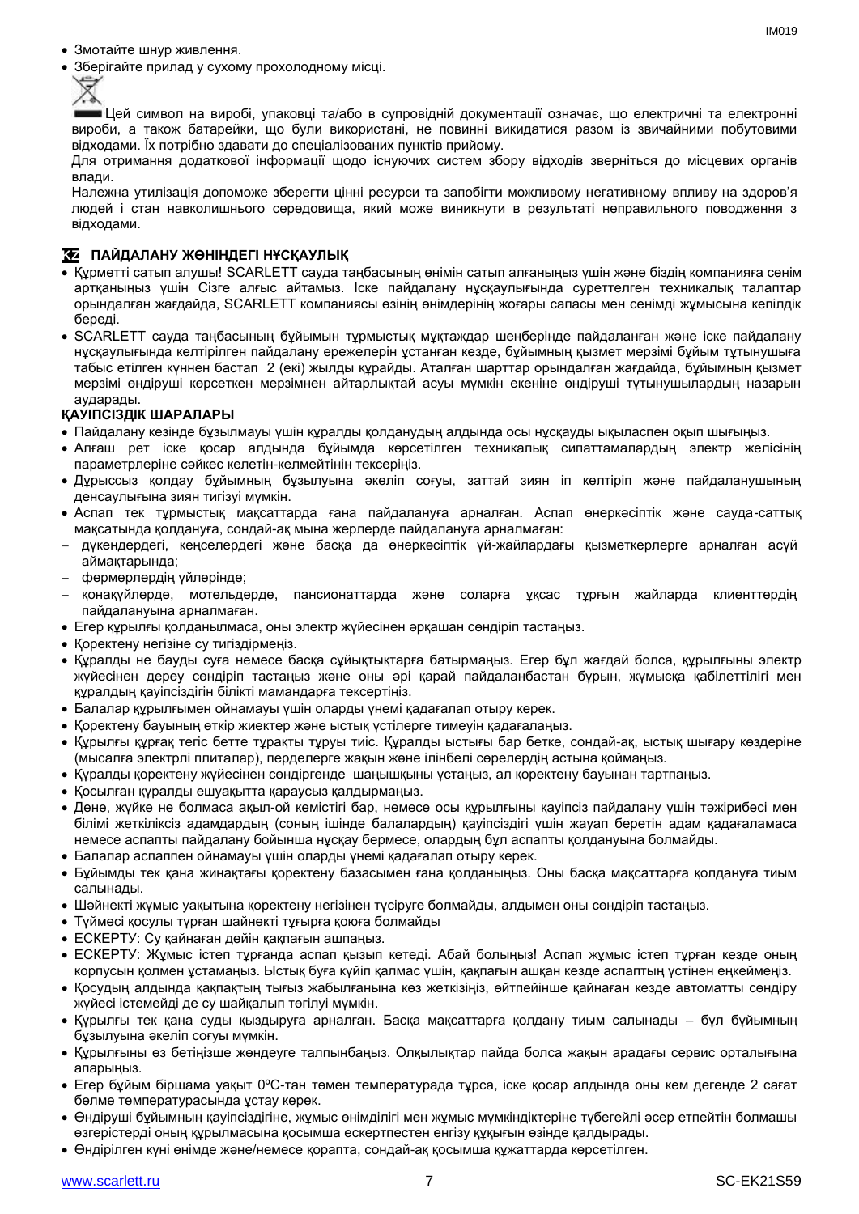- Змотайте шнур живлення.
- Зберігайте прилад у сухому прохолодному місці.

Цей символ на виробі, упаковці та/або в супровідній документації означає, що електричні та електронні вироби, а також батарейки, що були використані, не повинні викидатися разом із звичайними побутовими відходами. Їх потрібно здавати до спеціалізованих пунктів прийому.

Для отримання додаткової інформації щодо існуючих систем збору відходів зверніться до місцевих органів влади.

Належна утилізація допоможе зберегти цінні ресурси та запобігти можливому негативному впливу на здоров'я людей і стан навколишнього середовища, який може виникнути в результаті неправильного поводження з відходами.

## KZ ПАЙДАЛАНУ ЖӨНІНДЕГІ НҰСҚАУЛЫҚ

- Құрметті сатып алушы! SCARLETT сауда таңбасының өнімін сатып алғаныңыз үшін және біздің компанияға сенім артқаныңыз үшін Сізге алғыс айтамыз. Іске пайдалану нұсқаулығында суреттелген техникалық талаптар орындалған жағдайда, SCARLETT компаниясы өзінің өнімдерінің жоғары сапасы мен сенімді жұмысына кепілдік береді.
- SCARLETT сауда таңбасының бұйымын тұрмыстық мұқтаждар шеңберінде пайдаланған және іске пайдалану нұсқаулығында келтірілген пайдалану ережелерін ұстанған кезде, бұйымның қызмет мерзімі бұйым тұтынушыға табыс етілген күннен бастап 2 (екі) жылды құрайды. Аталған шарттар орындалған жағдайда, бұйымның қызмет мерзімі өндіруші көрсеткен мерзімнен айтарлықтай асуы мүмкін екеніне өндіруші тұтынушылардың назарын аударады.

### ҚАУІПСІЗДІК ШАРАЛАРЫ

- Пайдалану кезінде бұзылмауы үшін құралды қолданудың алдында осы нұсқауды ықыласпен оқып шығыңыз.
- Алғаш рет іске қосар алдында бұйымда көрсетілген техникалық сипаттамалардың электр желісінің параметрлеріне сәйкес келетін-келмейтінін тексеріңіз.
- Дұрыссыз қолдау бұйымның бұзылуына әкеліп соғуы, заттай зиян іп келтіріп және пайдаланушының денсаулығына зиян тигізуі мүмкін.
- Аспап тек тұрмыстық мақсаттарда ғана пайдалануға арналған. Аспап өнеркәсіптік және сауда-саттық мақсатында қолдануға, сондай-ақ мына жерлерде пайдалануға арналмаған:
  - дүкендердегі, кеңселердегі және басқа да өнеркәсіптік үй-жайлардағы қызметкерлерге арналған асүй аймақтарында;
  - фермерлердің үйлерінде;
  - қонақүйлерде, мотельдерде, пансионаттарда және соларға ұқсас тұрғын жайларда клиенттердің пайдалануына арналмаған.
- Егер құрылғы қолданылмаса, оны электр жүйесінен әрқашан сөндіріп тастаңыз.
- Қоректену негізіне су тигіздірмеңіз.
- Құралды не бауды суға немесе басқа сұйықтықтарға батырмаңыз. Егер бұл жағдай болса, құрылғыны электр жүйесінен дереу сөндіріп тастаңыз және оны әрі қарай пайдаланбастан бұрын, жұмысқа қабілеттілігі мен құралдың қауіпсіздігін білікті мамандарға тексертіңіз.
- Балалар құрылғымен ойнамауы үшін оларды үнемі қадағалап отыру керек.
- Қоректену бауының өткір жиектер және ыстық үстілерге тимеуін қадағалаңыз.
- Құрылғы құрғақ тегіс бетте тұрақты тұруы тиіс. Құралды ыстығы бар бетке, сондай-ақ, ыстық шығару көздеріне (мысалға электрлі плиталар), перделерге жақын және ілінбелі сөрелердің астына қоймаңыз.
- Құралды қоректену жүйесінен сөндіргенде шаңышқыны ұстаңыз, ал қоректену бауынан тартпаңыз.
- Қосылған құралды ешуақытта қараусыз қалдырмаңыз.
- Дене, жүйке не болмаса ақыл-ой кемістігі бар, немесе осы құрылғыны қауіпсіз пайдалану үшін тәжірибесі мен білімі жеткіліксіз адамдардың (соның ішінде балалардың) қауіпсіздігі үшін жауап беретін адам қадағаламаса немесе аспапты пайдалану бойынша нұсқау бермесе, олардың бұл аспапты қолдануына болмайды.
- Балалар аспаппен ойнамауы үшін оларды үнемі қадағалап отыру керек.
- Бұйымды тек қана жинақтағы қоректену базасымен ғана қолданыңыз. Оны басқа мақсаттарға қолдануға тиым салынады.
- Шәйнекті жұмыс уақытына қоректену негізінен түсіруге болмайды, алдымен оны сөндіріп тастаңыз.
- Түймесі қосулы тұрған шайнекті тұғырға қоюға болмайды
- ЕСКЕРТУ: Су қайнаған дейін қақпағын ашпаңыз.
- ЕСКЕРТУ: Жұмыс істеп тұрғанда аспап қызып кетеді. Абай болыңыз! Аспап жұмыс істеп тұрған кезде оның корпусын қолмен ұстамаңыз. Ыстық буға күйіп қалмас үшін, қақпағын ашқан кезде аспаптың үстінен еңкеймеңіз.
- Қосудың алдында қақпақтың тығыз жабылғанына көз жеткізіңіз, өйтпейінше қайнаған кезде автоматты сөндіру жүйесі істемейді де су шайқалып төгілуі мүмкін.
- Құрылғы тек қана суды қыздыруға арналған. Басқа мақсаттарға қолдану тиым салынады – бұл бұйымның бұзылуына әкеліп соғуы мүмкін.
- Құрылғыны өз бетіңізше жөндеуге талпынбаңыз. Олқылықтар пайда болса жақын арадағы сервис орталығына апарыңыз.
- Егер бұйым біршама уақыт 0ºC-тан төмен температурада тұрса, іске қосар алдында оны кем дегенде 2 сағат бөлме температурасында ұстау керек.
- Өндіруші бұйымның қауіпсіздігіне, жұмыс өнімділігі мен жұмыс мүмкіндіктеріне түбегейлі әсер етпейтін болмашы өзгерістерді оның құрылмасына қосымша ескертпестен енгізу құқығын өзінде қалдырады.
- Өндірілген күні өнімде және/немесе қорапта, сондай-ақ қосымша құжаттарда көрсетілген.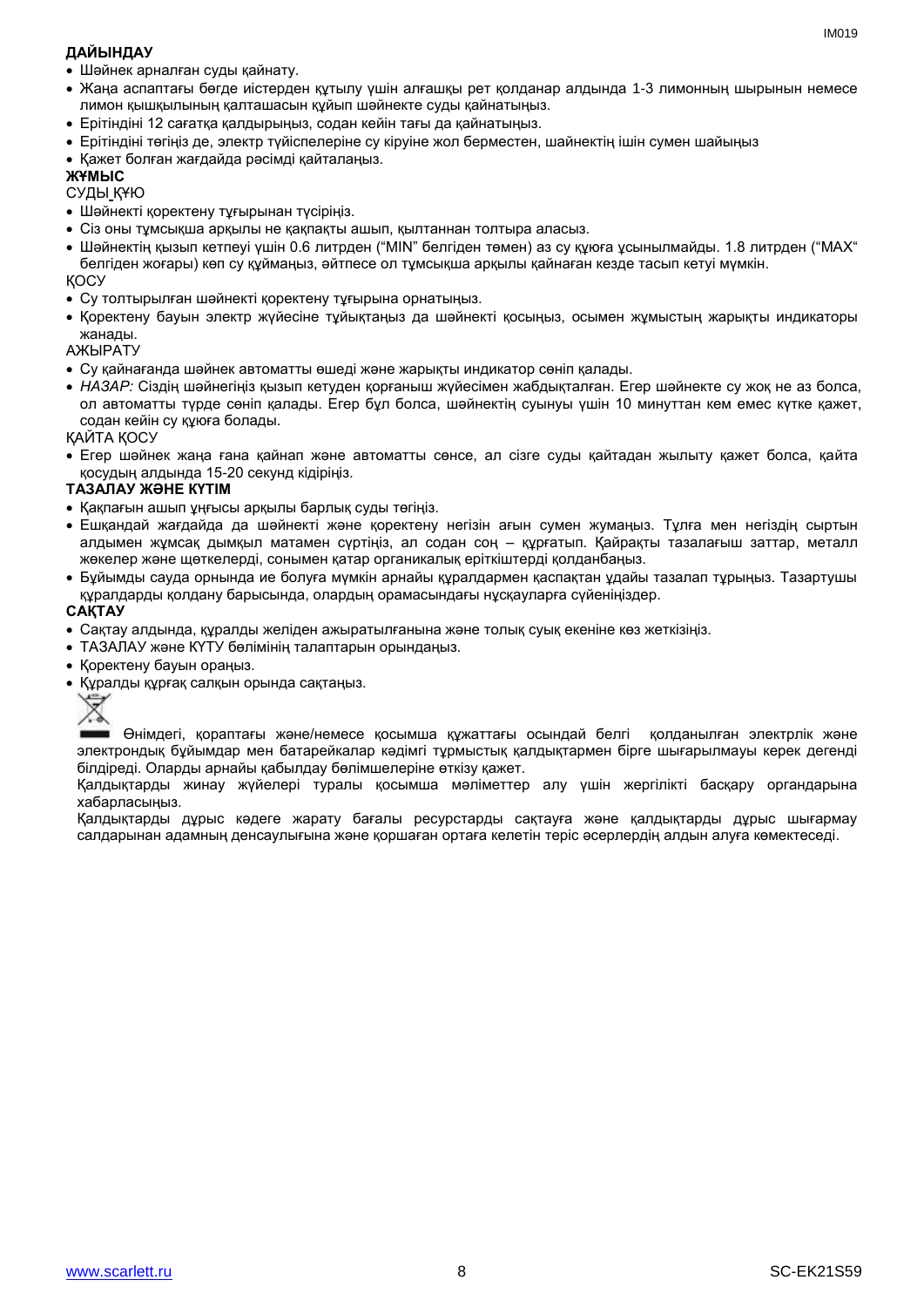**ДАЙЫНДАУ**

- Шәйнек арналған суды қайнату.
- Жаңа аспаптағы бөгде иістерден құтылу үшін алғашқы рет қолданар алдында 1-3 лимонның шырынын немесе лимон қышқылының қалташасын құйып шәйнекте суды қайнатыңыз.
- Ерітіндіні 12 сағатқа қалдырыңыз, содан кейін тағы да қайнатыңыз.
- Ерітіндіні төгіңіз де, электр түйіспелеріне су кіруіне жол берместен, шайнектің ішін сумен шайыңыз
- Қажет болған жағдайда рәсімді қайталаңыз.

**ЖҰМЫС**

СУДЫ ҚҰЮ

- Шәйнекті қоректену тұғырынан түсіріңіз.
- Сіз оны тұмсықша арқылы не қақпақты ашып, қылтаннан толтыра алаcыз.
- Шәйнектің қызып кетпеуі үшін 0.6 литрден ("MIN" белгіден төмен) аз су құюға ұсынылмайды. 1.8 литрден ("MAX" белгіден жоғары) көп су құймаңыз, әйтпесе ол тұмсықша арқылы қайнаған кезде тасып кетуі мүмкін.

ҚОСУ

- Су толтырылған шәйнекті қоректену тұғырына орнатыңыз.
- Қоректену бауын электр жүйесіне тұйықтаңыз да шәйнекті қосыңыз, осымен жұмыстың жарықты индикаторы жанады.

АЖЫРАТУ

- Су қайнағанда шәйнек автоматты өшеді және жарықты индикатор сөніп қалады.
- *НАЗАР:* Сіздің шәйнегіңіз қызып кетуден қорғаныш жүйесімен жабдықталған. Егер шәйнекте су жоқ не аз болса, ол автоматты түрде сөніп қалады. Егер бұл болса, шәйнектің суынуы үшін 10 минуттан кем емес күтке қажет, содан кейін су құюға болады.

ҚАЙТА ҚОСУ

- Егер шәйнек жаңа ғана қайнап және автоматты сөнсе, ал сізге суды қайтадан жылыту қажет болса, қайта қосудың алдында 15-20 секунд кідіріңіз.

**ТАЗАЛАУ ЖӘНЕ КҮТІМ**

- Қақпағын ашып ұңғысы арқылы барлық суды төгіңіз.
- Ешқандай жағдайда да шәйнекті және қоректену негізін ағын сумен жумаңыз. Тұлға мен негіздің сыртын алдымен жұмсақ дымқыл матамен сүртіңіз, ал содан соң – құрғатып. Қайрақты тазалағыш заттар, металл жөкелер және щөткелерді, сонымен қатар органикалық еріткіштерді қолданбаңыз.
- Бұйымды сауда орнында ие болуға мүмкін арнайы құралдармен қаспақтан ұдайы тазалап тұрыңыз. Тазартушы құралдарды қолдану барысында, олардың орамасындағы нұсқауларға сүйеніңіздер.

**САҚТАУ**

- Сақтау алдында, құралды желіден ажыратылғанына және толық суық екеніне көз жеткізіңіз.
- ТАЗАЛАУ және КҮТУ бөлімінің талаптарын орындаңыз.
- Қоректену бауын ораңыз.
- Құралды құрғақ салқын орында сақтаңыз.

Өнімдегі, қораптағы және/немесе қосымша құжаттағы осындай белгі қолданылған электрлік және электрондық бұйымдар мен батарейкалар кәдімгі тұрмыстық қалдықтармен бірге шығарылмауы керек дегенді білдіреді. Оларды арнайы қабылдау бөлімшелеріне өткізу қажет.

Қалдықтарды жинау жүйелері туралы қосымша мәліметтер алу үшін жергілікті басқару органдарына хабарласыңыз.

Қалдықтарды дұрыс кәдеге жарату бағалы ресурстарды сақтауға және қалдықтарды дұрыс шығармау салдарынан адамның денсаулығына және қоршаған ортаға келетін теріс әсерлердің алдын алуға көмектеседі.